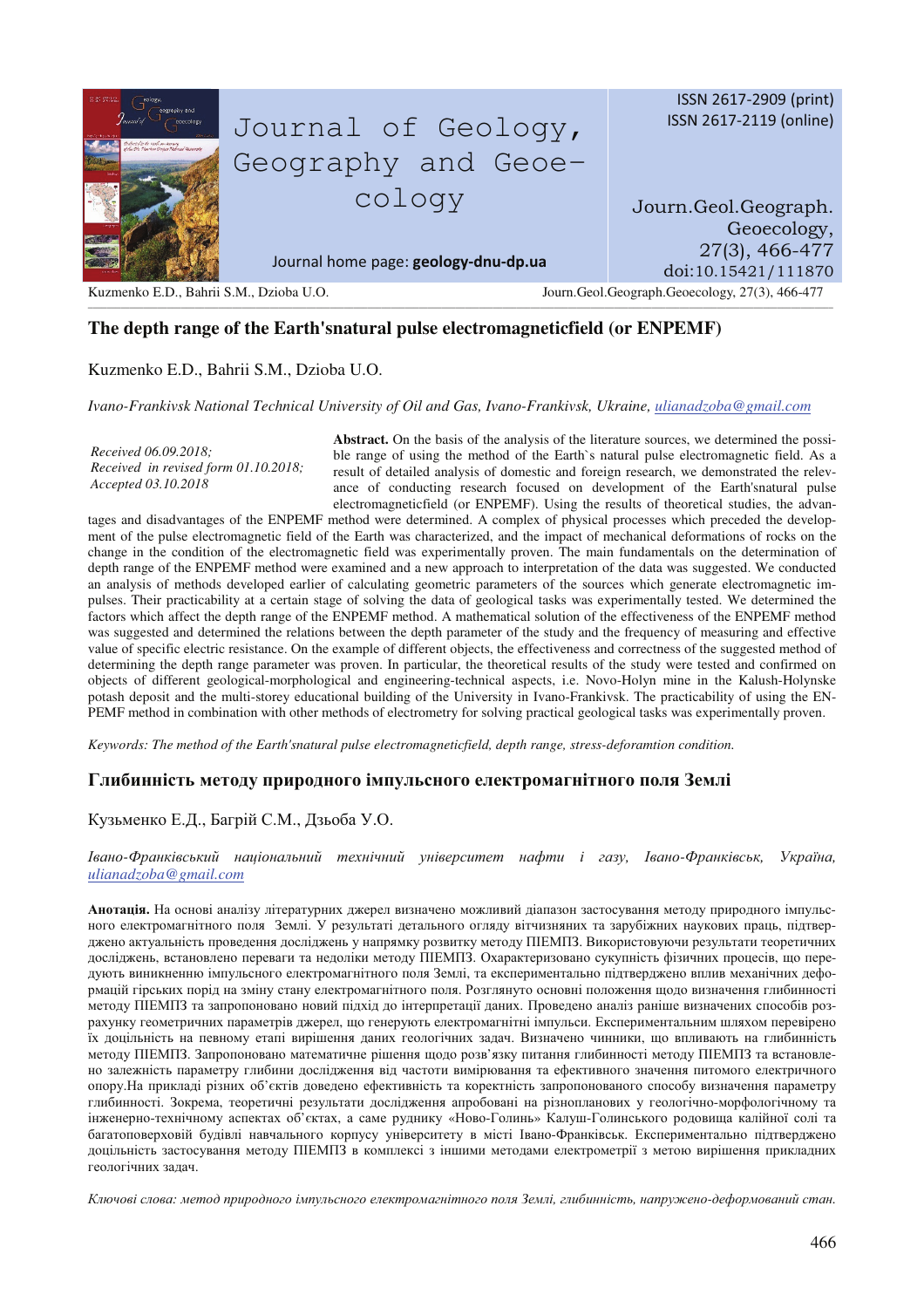# The depth range of the Earth'snatural pulse electromagneticfield (or ENPEMF)

Kuzmenko E.D., Bahrii S.M., Dzioba U.O.

*Ivano-Frankivsk National Technical University of Oil and Gas, Ivano-Frankivsk, Ukraine, ulianadzoba@gmail.com*

*Received 06.09.2018;*
*Received in revised form 01.10.2018;*
*Accepted 03.10.2018*

**Abstract.** On the basis of the analysis of the literature sources, we determined the possible range of using the method of the Earth`s natural pulse electromagnetic field. As a result of detailed analysis of domestic and foreign research, we demonstrated the relevance of conducting research focused on development of the Earth'snatural pulse electromagneticfield (or ENPEMF). Using the results of theoretical studies, the advantages and disadvantages of the ENPEMF method were determined. A complex of physical processes which preceded the development of the pulse electromagnetic field of the Earth was characterized, and the impact of mechanical deformations of rocks on the change in the condition of the electromagnetic field was experimentally proven. The main fundamentals on the determination of depth range of the ENPEMF method were examined and a new approach to interpretation of the data was suggested. We conducted an analysis of methods developed earlier of calculating geometric parameters of the sources which generate electromagnetic impulses. Their practicability at a certain stage of solving the data of geological tasks was experimentally tested. We determined the factors which affect the depth range of the ENPEMF method. A mathematical solution of the effectiveness of the ENPEMF method was suggested and determined the relations between the depth parameter of the study and the frequency of measuring and effective value of specific electric resistance. On the example of different objects, the effectiveness and correctness of the suggested method of determining the depth range parameter was proven. In particular, the theoretical results of the study were tested and confirmed on objects of different geological-morphological and engineering-technical aspects, i.e. Novo-Holyn mine in the Kalush-Holynske potash deposit and the multi-storey educational building of the University in Ivano-Frankivsk. The practicability of using the ENPEMF method in combination with other methods of electrometry for solving practical geological tasks was experimentally proven.

*Keywords: The method of the Earth'snatural pulse electromagneticfield, depth range, stress-deforamtion condition.*

# Глибинність методу природного імпульсного електромагнітного поля Землі

Кузьменко Е.Д., Багрій С.М., Дзьоба У.О.

*Івано-Франківський національний технічний університет нафти і газу, Івано-Франківськ, Україна, ulianadzoba@gmail.com*

**Анотація.** На основі аналізу літературних джерел визначено можливий діапазон застосування методу природного імпульсного електромагнітного поля Землі. У результаті детального огляду вітчизняних та зарубіжних наукових праць, підтверджено актуальність проведення досліджень у напрямку розвитку методу ПІЕМПЗ. Використовуючи результати теоретичних досліджень, встановлено переваги та недоліки методу ПІЕМПЗ. Охарактеризовано сукупність фізичних процесів, що передують виникненню імпульсного електромагнітного поля Землі, та експериментально підтверджено вплив механічних деформацій гірських порід на зміну стану електромагнітного поля. Розглянуто основні положення щодо визначення глибинності методу ПІЕМПЗ та запропоновано новий підхід до інтерпретації даних. Проведено аналіз раніше визначених способів розрахунку геометричних параметрів джерел, що генерують електромагнітні імпульси. Експериментальним шляхом перевірено їх доцільність на певному етапі вирішення даних геологічних задач. Визначено чинники, що впливають на глибинність методу ПІЕМПЗ. Запропоновано математичне рішення щодо розв'язку питання глибинності методу ПІЕМПЗ та встановлено залежність параметру глибини дослідження від частоти вимірювання та ефективного значення питомого електричного опору.На прикладі різних об'єктів доведено ефективність та коректність запропонованого способу визначення параметру глибинності. Зокрема, теоретичні результати дослідження апробовані на різнопланових у геологічно-морфологічному та інженерно-технічному аспектах об'єктах, а саме руднику «Ново-Голинь» Калуш-Голинського родовища калійної солі та багатоповерховій будівлі навчального корпусу університету в місті Івано-Франківськ. Експериментально підтверджено доцільність застосування методу ПІЕМПЗ в комплексі з іншими методами електрометрії з метою вирішення прикладних геологічних задач.

*Ключові слова: метод природного імпульсного електромагнітного поля Землі, глибинність, напружено-деформований стан.*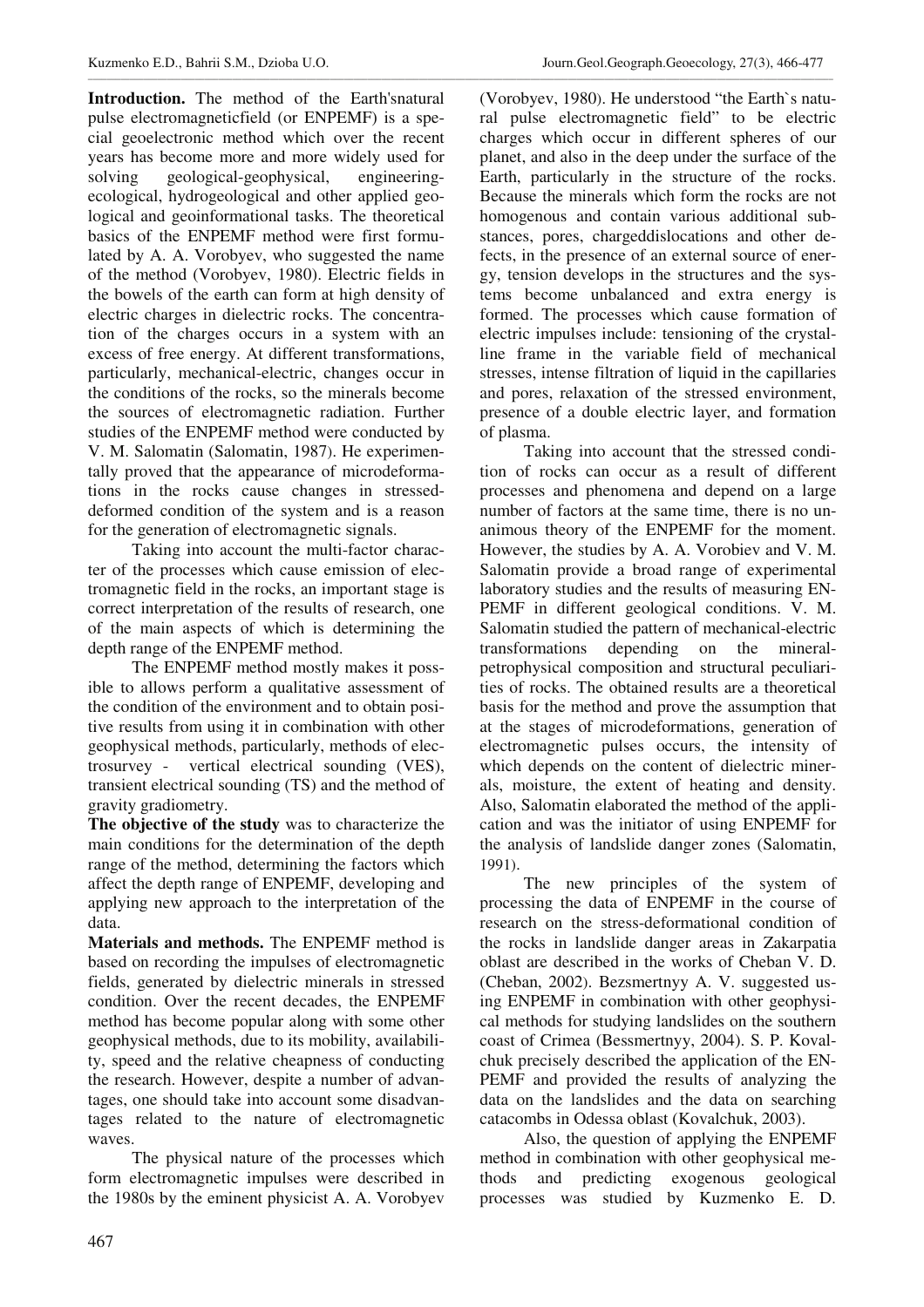**Introduction.** The method of the Earth'snatural pulse electromagneticfield (or ENPEMF) is a special geoelectronic method which over the recent years has become more and more widely used for solving geological-geophysical, engineering-ecological, hydrogeological and other applied geological and geoinformational tasks. The theoretical basics of the ENPEMF method were first formulated by A. A. Vorobyev, who suggested the name of the method (Vorobyev, 1980). Electric fields in the bowels of the earth can form at high density of electric charges in dielectric rocks. The concentration of the charges occurs in a system with an excess of free energy. At different transformations, particularly, mechanical-electric, changes occur in the conditions of the rocks, so the minerals become the sources of electromagnetic radiation. Further studies of the ENPEMF method were conducted by V. M. Salomatin (Salomatin, 1987). He experimentally proved that the appearance of microdeformations in the rocks cause changes in stressed-deformed condition of the system and is a reason for the generation of electromagnetic signals.

Taking into account the multi-factor character of the processes which cause emission of electromagnetic field in the rocks, an important stage is correct interpretation of the results of research, one of the main aspects of which is determining the depth range of the ENPEMF method.

The ENPEMF method mostly makes it possible to allows perform a qualitative assessment of the condition of the environment and to obtain positive results from using it in combination with other geophysical methods, particularly, methods of electrosurvey - vertical electrical sounding (VES), transient electrical sounding (TS) and the method of gravity gradiometry.

**The objective of the study** was to characterize the main conditions for the determination of the depth range of the method, determining the factors which affect the depth range of ENPEMF, developing and applying new approach to the interpretation of the data.

**Materials and methods.** The ENPEMF method is based on recording the impulses of electromagnetic fields, generated by dielectric minerals in stressed condition. Over the recent decades, the ENPEMF method has become popular along with some other geophysical methods, due to its mobility, availability, speed and the relative cheapness of conducting the research. However, despite a number of advantages, one should take into account some disadvantages related to the nature of electromagnetic waves.

The physical nature of the processes which form electromagnetic impulses were described in the 1980s by the eminent physicist A. A. Vorobyev (Vorobyev, 1980). He understood "the Earth`s natural pulse electromagnetic field" to be electric charges which occur in different spheres of our planet, and also in the deep under the surface of the Earth, particularly in the structure of the rocks. Because the minerals which form the rocks are not homogenous and contain various additional substances, pores, chargeddislocations and other defects, in the presence of an external source of energy, tension develops in the structures and the systems become unbalanced and extra energy is formed. The processes which cause formation of electric impulses include: tensioning of the crystalline frame in the variable field of mechanical stresses, intense filtration of liquid in the capillaries and pores, relaxation of the stressed environment, presence of a double electric layer, and formation of plasma.

Taking into account that the stressed condition of rocks can occur as a result of different processes and phenomena and depend on a large number of factors at the same time, there is no unanimous theory of the ENPEMF for the moment. However, the studies by A. A. Vorobiev and V. M. Salomatin provide a broad range of experimental laboratory studies and the results of measuring ENPEMF in different geological conditions. V. M. Salomatin studied the pattern of mechanical-electric transformations depending on the mineral-petrophysical composition and structural peculiarities of rocks. The obtained results are a theoretical basis for the method and prove the assumption that at the stages of microdeformations, generation of electromagnetic pulses occurs, the intensity of which depends on the content of dielectric minerals, moisture, the extent of heating and density. Also, Salomatin elaborated the method of the application and was the initiator of using ENPEMF for the analysis of landslide danger zones (Salomatin, 1991).

The new principles of the system of processing the data of ENPEMF in the course of research on the stress-deformational condition of the rocks in landslide danger areas in Zakarpatia oblast are described in the works of Cheban V. D. (Cheban, 2002). Bezsmertnyy A. V. suggested using ENPEMF in combination with other geophysical methods for studying landslides on the southern coast of Crimea (Bessmertnyy, 2004). S. P. Kovalchuk precisely described the application of the ENPEMF and provided the results of analyzing the data on the landslides and the data on searching catacombs in Odessa oblast (Kovalchuk, 2003).

Also, the question of applying the ENPEMF method in combination with other geophysical methods and predicting exogenous geological processes was studied by Kuzmenko E. D.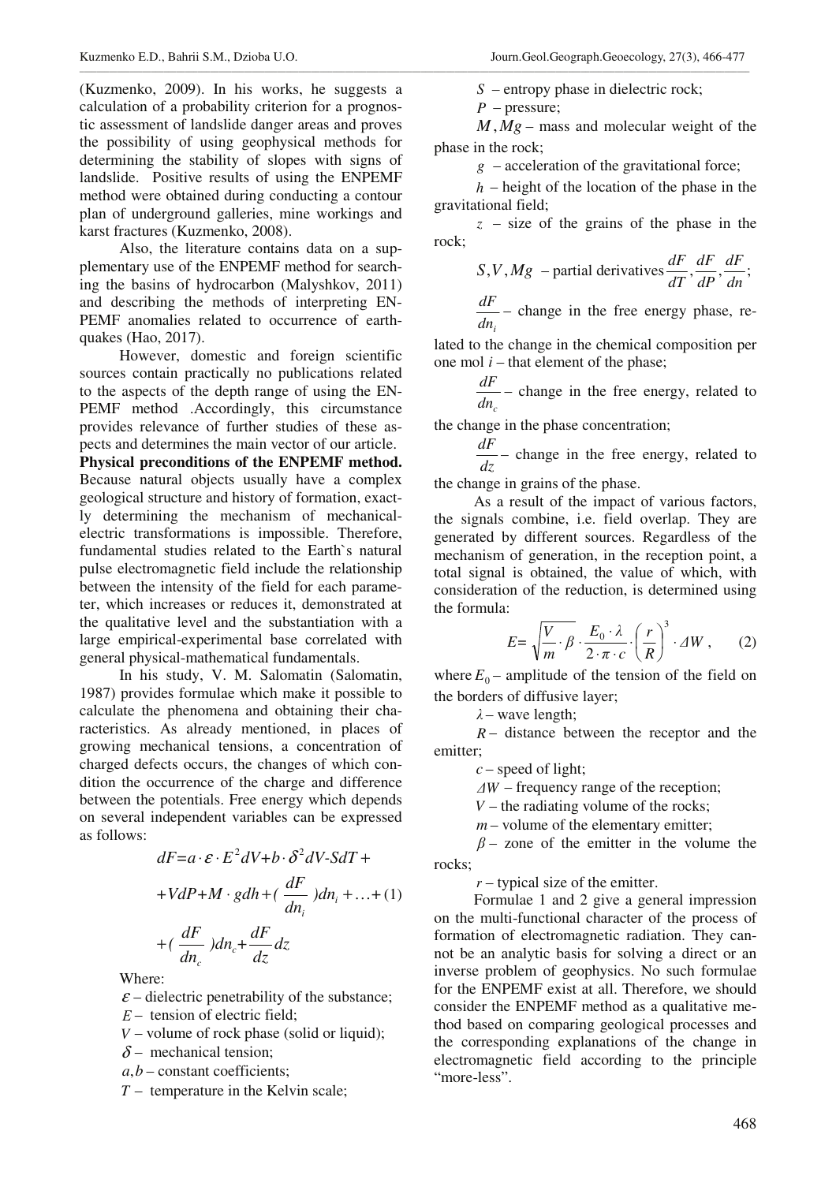(Kuzmenko, 2009). In his works, he suggests a calculation of a probability criterion for a prognostic assessment of landslide danger areas and proves the possibility of using geophysical methods for determining the stability of slopes with signs of landslide. Positive results of using the ENPEMF method were obtained during conducting a contour plan of underground galleries, mine workings and karst fractures (Kuzmenko, 2008).

Also, the literature contains data on a supplementary use of the ENPEMF method for searching the basins of hydrocarbon (Malyshkov, 2011) and describing the methods of interpreting ENPEMF anomalies related to occurrence of earthquakes (Hao, 2017).

However, domestic and foreign scientific sources contain practically no publications related to the aspects of the depth range of using the ENPEMF method .Accordingly, this circumstance provides relevance of further studies of these aspects and determines the main vector of our article.

**Physical preconditions of the ENPEMF method.** Because natural objects usually have a complex geological structure and history of formation, exactly determining the mechanism of mechanical-electric transformations is impossible. Therefore, fundamental studies related to the Earth`s natural pulse electromagnetic field include the relationship between the intensity of the field for each parameter, which increases or reduces it, demonstrated at the qualitative level and the substantiation with a large empirical-experimental base correlated with general physical-mathematical fundamentals.

In his study, V. M. Salomatin (Salomatin, 1987) provides formulae which make it possible to calculate the phenomena and obtaining their characteristics. As already mentioned, in places of growing mechanical tensions, a concentration of charged defects occurs, the changes of which condition the occurrence of the charge and difference between the potentials. Free energy which depends on several independent variables can be expressed as follows:

$$dF = a \cdot \varepsilon \cdot E^2 dV + b \cdot \delta^2 dV - SdT + VdP + M \cdot gdh + \left(\frac{dF}{dn_i}\right) dn_i + \ldots + \left(\frac{dF}{dn_c}\right) dn_c + \frac{dF}{dz} dz \qquad (1)$$

Where:

$\varepsilon$ – dielectric penetrability of the substance;

$E$ – tension of electric field;

$V$ – volume of rock phase (solid or liquid);

$\delta$ – mechanical tension;

$a, b$ – constant coefficients;

$T$ – temperature in the Kelvin scale;

$S$ – entropy phase in dielectric rock;

$P$ – pressure;

$M, Mg$ – mass and molecular weight of the phase in the rock;

$g$ – acceleration of the gravitational force;

$h$ – height of the location of the phase in the gravitational field;

$z$ – size of the grains of the phase in the rock;

$S, V, Mg$ – partial derivatives $\frac{dF}{dT}, \frac{dF}{dP}, \frac{dF}{dn}$;

$\frac{dF}{dn_i}$ – change in the free energy phase, related to the change in the chemical composition per one mol $i$ – that element of the phase;

$\frac{dF}{dn_c}$ – change in the free energy, related to the change in the phase concentration;

$\frac{dF}{dz}$ – change in the free energy, related to the change in grains of the phase.

As a result of the impact of various factors, the signals combine, i.e. field overlap. They are generated by different sources. Regardless of the mechanism of generation, in the reception point, a total signal is obtained, the value of which, with consideration of the reduction, is determined using the formula:

$$E = \sqrt{\frac{V}{m} \cdot \beta} \cdot \frac{E_0 \cdot \lambda}{2 \cdot \pi \cdot c} \cdot \left(\frac{r}{R}\right)^3 \cdot \Delta W, \qquad (2)$$

where $E_0$ – amplitude of the tension of the field on the borders of diffusive layer;

$\lambda$ – wave length;

$R$ – distance between the receptor and the emitter;

$c$ – speed of light;

$\Delta W$ – frequency range of the reception;

$V$ – the radiating volume of the rocks;

$m$ – volume of the elementary emitter;

$\beta$ – zone of the emitter in the volume the rocks;

$r$ – typical size of the emitter.

Formulae 1 and 2 give a general impression on the multi-functional character of the process of formation of electromagnetic radiation. They cannot be an analytic basis for solving a direct or an inverse problem of geophysics. No such formulae for the ENPEMF exist at all. Therefore, we should consider the ENPEMF method as a qualitative method based on comparing geological processes and the corresponding explanations of the change in electromagnetic field according to the principle "more-less".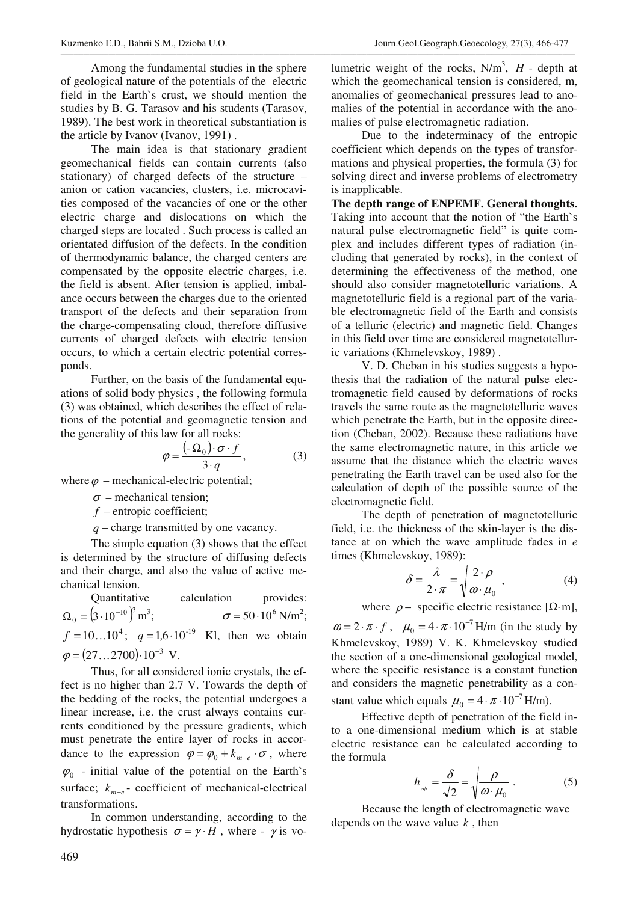Among the fundamental studies in the sphere of geological nature of the potentials of the electric field in the Earth`s crust, we should mention the studies by B. G. Tarasov and his students (Tarasov, 1989). The best work in theoretical substantiation is the article by Ivanov (Ivanov, 1991) .

The main idea is that stationary gradient geomechanical fields can contain currents (also stationary) of charged defects of the structure – anion or cation vacancies, clusters, i.e. microcavities composed of the vacancies of one or the other electric charge and dislocations on which the charged steps are located . Such process is called an orientated diffusion of the defects. In the condition of thermodynamic balance, the charged centers are compensated by the opposite electric charges, i.e. the field is absent. After tension is applied, imbalance occurs between the charges due to the oriented transport of the defects and their separation from the charge-compensating cloud, therefore diffusive currents of charged defects with electric tension occurs, to which a certain electric potential corresponds.

Further, on the basis of the fundamental equations of solid body physics , the following formula (3) was obtained, which describes the effect of relations of the potential and geomagnetic tension and the generality of this law for all rocks:

$$\varphi = \frac{(-\Omega_0)\cdot \sigma \cdot f}{3\cdot q}, \qquad (3)$$

where $\varphi$ – mechanical-electric potential;

$\sigma$ – mechanical tension;

$f$ – entropic coefficient;

$q$ – charge transmitted by one vacancy.

The simple equation (3) shows that the effect is determined by the structure of diffusing defects and their charge, and also the value of active mechanical tension.

Quantitative calculation provides: $\Omega_0 = (3\cdot 10^{-10})^3$ m$^3$; $\sigma = 50\cdot 10^6$ N/m$^2$; $f = 10\ldots 10^4$; $q = 1{,}6\cdot 10^{-19}$ Kl, then we obtain $\varphi = (27\ldots 2700)\cdot 10^{-3}$ V.

Thus, for all considered ionic crystals, the effect is no higher than 2.7 V. Towards the depth of the bedding of the rocks, the potential undergoes a linear increase, i.e. the crust always contains currents conditioned by the pressure gradients, which must penetrate the entire layer of rocks in accordance to the expression $\varphi = \varphi_0 + k_{m-e}\cdot\sigma$, where $\varphi_0$ - initial value of the potential on the Earth`s surface; $k_{m-e}$ - coefficient of mechanical-electrical transformations.

In common understanding, according to the hydrostatic hypothesis $\sigma = \gamma\cdot H$, where - $\gamma$ is volumetric weight of the rocks, N/m$^3$, $H$ - depth at which the geomechanical tension is considered, m, anomalies of geomechanical pressures lead to anomalies of the potential in accordance with the anomalies of pulse electromagnetic radiation.

Due to the indeterminacy of the entropic coefficient which depends on the types of transformations and physical properties, the formula (3) for solving direct and inverse problems of electrometry is inapplicable.

**The depth range of ENPEMF. General thoughts.** Taking into account that the notion of "the Earth`s natural pulse electromagnetic field" is quite complex and includes different types of radiation (including that generated by rocks), in the context of determining the effectiveness of the method, one should also consider magnetotelluric variations. A magnetotelluric field is a regional part of the variable electromagnetic field of the Earth and consists of a telluric (electric) and magnetic field. Changes in this field over time are considered magnetotelluric variations (Khmelevskoy, 1989) .

V. D. Cheban in his studies suggests a hypothesis that the radiation of the natural pulse electromagnetic field caused by deformations of rocks travels the same route as the magnetotelluric waves which penetrate the Earth, but in the opposite direction (Cheban, 2002). Because these radiations have the same electromagnetic nature, in this article we assume that the distance which the electric waves penetrating the Earth travel can be used also for the calculation of depth of the possible source of the electromagnetic field.

The depth of penetration of magnetotelluric field, i.e. the thickness of the skin-layer is the distance at which the wave amplitude fades in $e$ times (Khmelevskoy, 1989):

$$\delta = \frac{\lambda}{2\cdot\pi} = \sqrt{\frac{2\cdot\rho}{\omega\cdot\mu_0}}, \qquad (4)$$

where $\rho$ – specific electric resistance [$\Omega\cdot$m], $\omega = 2\cdot\pi\cdot f$, $\mu_0 = 4\cdot\pi\cdot 10^{-7}$ H/m (in the study by Khmelevskoy, 1989) V. K. Khmelevskoy studied the section of a one-dimensional geological model, where the specific resistance is a constant function and considers the magnetic penetrability as a constant value which equals $\mu_0 = 4\cdot\pi\cdot 10^{-7}$ H/m).

Effective depth of penetration of the field into a one-dimensional medium which is at stable electric resistance can be calculated according to the formula

$$h_{e\phi} = \frac{\delta}{\sqrt{2}} = \sqrt{\frac{\rho}{\omega\cdot\mu_0}}. \qquad (5)$$

Because the length of electromagnetic wave depends on the wave value $k$, then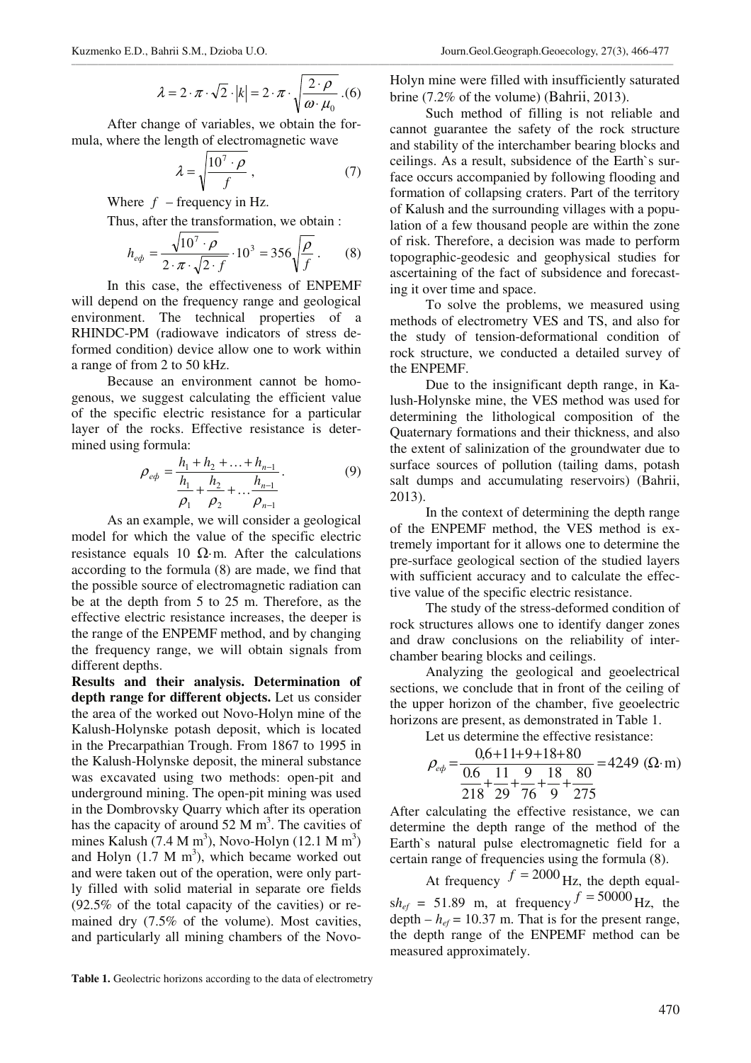$$\lambda = 2 \cdot \pi \cdot \sqrt{2} \cdot |k| = 2 \cdot \pi \cdot \sqrt{\frac{2 \cdot \rho}{\omega \cdot \mu_0}} . (6)$$

After change of variables, we obtain the formula, where the length of electromagnetic wave

$$\lambda = \sqrt{\frac{10^7 \cdot \rho}{f}} , \qquad (7)$$

Where $f$ – frequency in Hz.

Thus, after the transformation, we obtain :

$$h_{e\phi} = \frac{\sqrt{10^7 \cdot \rho}}{2 \cdot \pi \cdot \sqrt{2 \cdot f}} \cdot 10^3 = 356 \sqrt{\frac{\rho}{f}} . \qquad (8)$$

In this case, the effectiveness of ENPEMF will depend on the frequency range and geological environment. The technical properties of a RHINDC-PM (radiowave indicators of stress deformed condition) device allow one to work within a range of from 2 to 50 kHz.

Because an environment cannot be homogenous, we suggest calculating the efficient value of the specific electric resistance for a particular layer of the rocks. Effective resistance is determined using formula:

$$\rho_{e\phi} = \frac{h_1 + h_2 + \ldots + h_{n-1}}{\frac{h_1}{\rho_1} + \frac{h_2}{\rho_2} + \ldots \frac{h_{n-1}}{\rho_{n-1}}} . \qquad (9)$$

As an example, we will consider a geological model for which the value of the specific electric resistance equals 10 Ω·m. After the calculations according to the formula (8) are made, we find that the possible source of electromagnetic radiation can be at the depth from 5 to 25 m. Therefore, as the effective electric resistance increases, the deeper is the range of the ENPEMF method, and by changing the frequency range, we will obtain signals from different depths.

**Results and their analysis. Determination of depth range for different objects.** Let us consider the area of the worked out Novo-Holyn mine of the Kalush-Holynske potash deposit, which is located in the Precarpathian Trough. From 1867 to 1995 in the Kalush-Holynske deposit, the mineral substance was excavated using two methods: open-pit and underground mining. The open-pit mining was used in the Dombrovsky Quarry which after its operation has the capacity of around 52 M $m^3$. The cavities of mines Kalush (7.4 M $m^3$), Novo-Holyn (12.1 M $m^3$) and Holyn (1.7 M $m^3$), which became worked out and were taken out of the operation, were only partly filled with solid material in separate ore fields (92.5% of the total capacity of the cavities) or remained dry (7.5% of the volume). Most cavities, and particularly all mining chambers of the Novo-Holyn mine were filled with insufficiently saturated brine (7.2% of the volume) (Bahrii, 2013).

Such method of filling is not reliable and cannot guarantee the safety of the rock structure and stability of the interchamber bearing blocks and ceilings. As a result, subsidence of the Earth`s surface occurs accompanied by following flooding and formation of collapsing craters. Part of the territory of Kalush and the surrounding villages with a population of a few thousand people are within the zone of risk. Therefore, a decision was made to perform topographic-geodesic and geophysical studies for ascertaining of the fact of subsidence and forecasting it over time and space.

To solve the problems, we measured using methods of electrometry VES and TS, and also for the study of tension-deformational condition of rock structure, we conducted a detailed survey of the ENPEMF.

Due to the insignificant depth range, in Kalush-Holynske mine, the VES method was used for determining the lithological composition of the Quaternary formations and their thickness, and also the extent of salinization of the groundwater due to surface sources of pollution (tailing dams, potash salt dumps and accumulating reservoirs) (Bahrii, 2013).

In the context of determining the depth range of the ENPEMF method, the VES method is extremely important for it allows one to determine the pre-surface geological section of the studied layers with sufficient accuracy and to calculate the effective value of the specific electric resistance.

The study of the stress-deformed condition of rock structures allows one to identify danger zones and draw conclusions on the reliability of interchamber bearing blocks and ceilings.

Analyzing the geological and geoelectrical sections, we conclude that in front of the ceiling of the upper horizon of the chamber, five geoelectric horizons are present, as demonstrated in Table 1.

Let us determine the effective resistance:

$$\rho_{e\phi} = \frac{0{,}6+11+9+18+80}{\frac{0.6}{218}+\frac{11}{29}+\frac{9}{76}+\frac{18}{9}+\frac{80}{275}} = 4249 \ (\Omega \cdot \text{m})$$

After calculating the effective resistance, we can determine the depth range of the method of the Earth`s natural pulse electromagnetic field for a certain range of frequencies using the formula (8).

At frequency $f = 2000$ Hz, the depth equals $h_{ef}$ = 51.89 m, at frequency $f = 50000$ Hz, the depth – $h_{ef}$ = 10.37 m. That is for the present range, the depth range of the ENPEMF method can be measured approximately.

**Table 1.** Geoelectric horizons according to the data of electrometry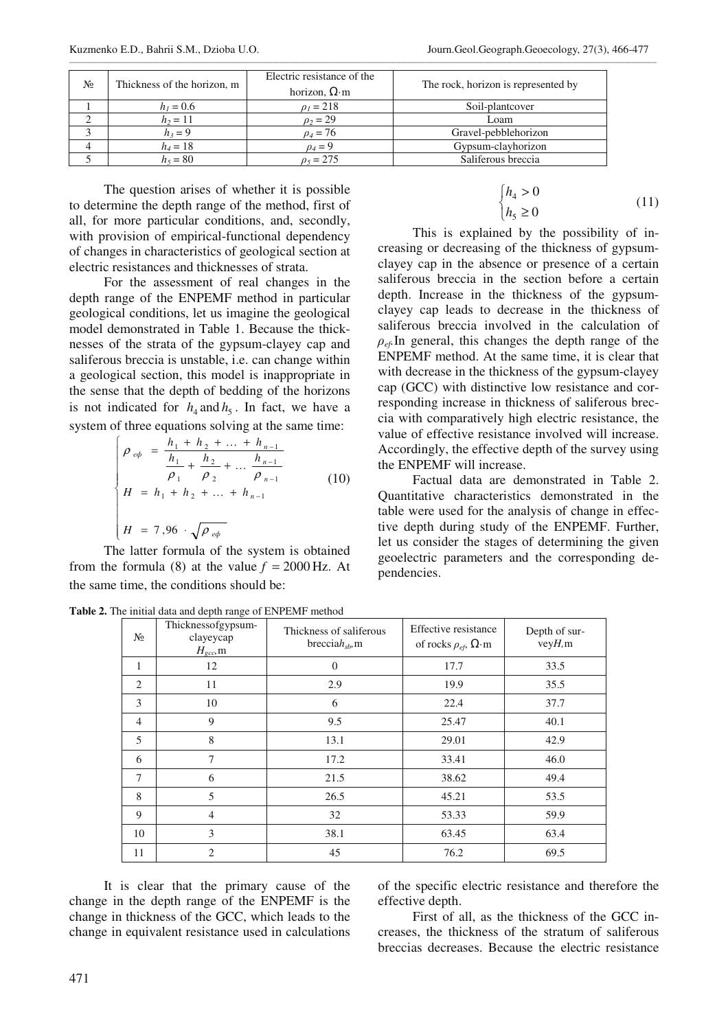| № | Thickness of the horizon, m | Electric resistance of the horizon, Ω·m | The rock, horizon is represented by |
|---|---|---|---|
| 1 | $h_1 = 0.6$ | $\rho_1 = 218$ | Soil-plantcover |
| 2 | $h_2 = 11$ | $\rho_2 = 29$ | Loam |
| 3 | $h_3 = 9$ | $\rho_4 = 76$ | Gravel-pebblehorizon |
| 4 | $h_4 = 18$ | $\rho_4 = 9$ | Gypsum-clayhorizon |
| 5 | $h_5 = 80$ | $\rho_5 = 275$ | Saliferous breccia |

The question arises of whether it is possible to determine the depth range of the method, first of all, for more particular conditions, and, secondly, with provision of empirical-functional dependency of changes in characteristics of geological section at electric resistances and thicknesses of strata.

For the assessment of real changes in the depth range of the ENPEMF method in particular geological conditions, let us imagine the geological model demonstrated in Table 1. Because the thicknesses of the strata of the gypsum-clayey cap and saliferous breccia is unstable, i.e. can change within a geological section, this model is inappropriate in the sense that the depth of bedding of the horizons is not indicated for $h_4$ and $h_5$. In fact, we have a system of three equations solving at the same time:

$$\begin{cases} \rho_{e\phi} = \dfrac{h_1 + h_2 + \ldots + h_{n-1}}{\dfrac{h_1}{\rho_1} + \dfrac{h_2}{\rho_2} + \ldots \dfrac{h_{n-1}}{\rho_{n-1}}} \\ H = h_1 + h_2 + \ldots + h_{n-1} \\ H = 7{,}96 \cdot \sqrt{\rho_{e\phi}} \end{cases} \tag{10}$$

The latter formula of the system is obtained from the formula (8) at the value $f = 2000$ Hz. At the same time, the conditions should be:

$$\begin{cases} h_4 > 0 \\ h_5 \geq 0 \end{cases} \tag{11}$$

This is explained by the possibility of increasing or decreasing of the thickness of gypsum-clayey cap in the absence or presence of a certain saliferous breccia in the section before a certain depth. Increase in the thickness of the gypsum-clayey cap leads to decrease in the thickness of saliferous breccia involved in the calculation of $\rho_{ef}$. In general, this changes the depth range of the ENPEMF method. At the same time, it is clear that with decrease in the thickness of the gypsum-clayey cap (GCC) with distinctive low resistance and corresponding increase in thickness of saliferous breccia with comparatively high electric resistance, the value of effective resistance involved will increase. Accordingly, the effective depth of the survey using the ENPEMF will increase.

Factual data are demonstrated in Table 2. Quantitative characteristics demonstrated in the table were used for the analysis of change in effective depth during study of the ENPEMF. Further, let us consider the stages of determining the given geoelectric parameters and the corresponding dependencies.

**Table 2.** The initial data and depth range of ENPEMF method

| № | Thicknessofgypsum-clayeycap $H_{gcc}$, m | Thickness of saliferous breccia $h_{sb}$, m | Effective resistance of rocks $\rho_{ef}$, Ω·m | Depth of survey $H$, m |
|---|---|---|---|---|
| 1 | 12 | 0 | 17.7 | 33.5 |
| 2 | 11 | 2.9 | 19.9 | 35.5 |
| 3 | 10 | 6 | 22.4 | 37.7 |
| 4 | 9 | 9.5 | 25.47 | 40.1 |
| 5 | 8 | 13.1 | 29.01 | 42.9 |
| 6 | 7 | 17.2 | 33.41 | 46.0 |
| 7 | 6 | 21.5 | 38.62 | 49.4 |
| 8 | 5 | 26.5 | 45.21 | 53.5 |
| 9 | 4 | 32 | 53.33 | 59.9 |
| 10 | 3 | 38.1 | 63.45 | 63.4 |
| 11 | 2 | 45 | 76.2 | 69.5 |

It is clear that the primary cause of the change in the depth range of the ENPEMF is the change in thickness of the GCC, which leads to the change in equivalent resistance used in calculations of the specific electric resistance and therefore the effective depth.

First of all, as the thickness of the GCC increases, the thickness of the stratum of saliferous breccias decreases. Because the electric resistance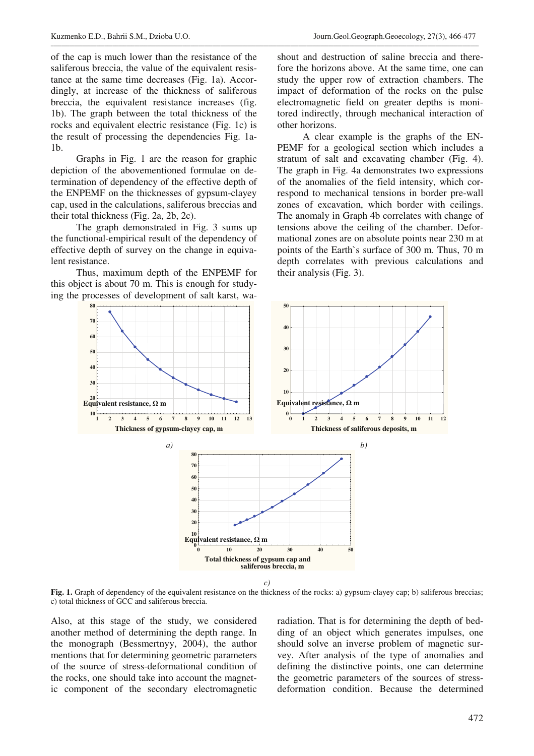of the cap is much lower than the resistance of the saliferous breccia, the value of the equivalent resistance at the same time decreases (Fig. 1a). Accordingly, at increase of the thickness of saliferous breccia, the equivalent resistance increases (fig. 1b). The graph between the total thickness of the rocks and equivalent electric resistance (Fig. 1c) is the result of processing the dependencies Fig. 1a-1b.

Graphs in Fig. 1 are the reason for graphic depiction of the abovementioned formulae on determination of dependency of the effective depth of the ENPEMF on the thicknesses of gypsum-clayey cap, used in the calculations, saliferous breccias and their total thickness (Fig. 2a, 2b, 2c).

The graph demonstrated in Fig. 3 sums up the functional-empirical result of the dependency of effective depth of survey on the change in equivalent resistance.

Thus, maximum depth of the ENPEMF for this object is about 70 m. This is enough for studying the processes of development of salt karst, washout and destruction of saline breccia and therefore the horizons above. At the same time, one can study the upper row of extraction chambers. The impact of deformation of the rocks on the pulse electromagnetic field on greater depths is monitored indirectly, through mechanical interaction of other horizons.

A clear example is the graphs of the ENPEMF for a geological section which includes a stratum of salt and excavating chamber (Fig. 4). The graph in Fig. 4a demonstrates two expressions of the anomalies of the field intensity, which correspond to mechanical tensions in border pre-wall zones of excavation, which border with ceilings. The anomaly in Graph 4b correlates with change of tensions above the ceiling of the chamber. Deformational zones are on absolute points near 230 m at points of the Earth`s surface of 300 m. Thus, 70 m depth correlates with previous calculations and their analysis (Fig. 3).

**Fig. 1.** Graph of dependency of the equivalent resistance on the thickness of the rocks: a) gypsum-clayey cap; b) saliferous breccias; c) total thickness of GCC and saliferous breccia.

Also, at this stage of the study, we considered another method of determining the depth range. In the monograph (Bessmertnyy, 2004), the author mentions that for determining geometric parameters of the source of stress-deformational condition of the rocks, one should take into account the magnetic component of the secondary electromagnetic radiation. That is for determining the depth of bedding of an object which generates impulses, one should solve an inverse problem of magnetic survey. After analysis of the type of anomalies and defining the distinctive points, one can determine the geometric parameters of the sources of stress-deformation condition. Because the determined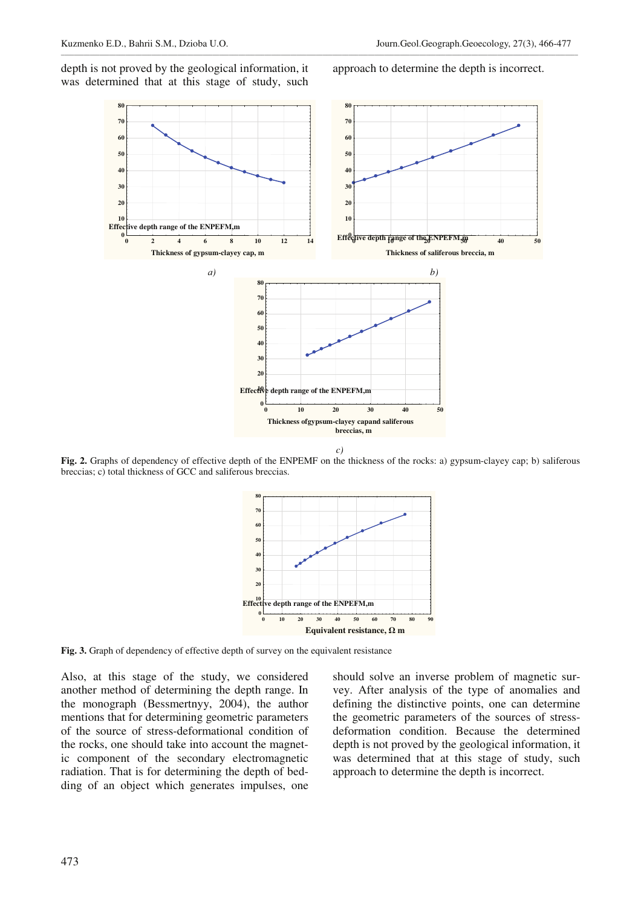depth is not proved by the geological information, it was determined that at this stage of study, such approach to determine the depth is incorrect.

Fig. 2. Graphs of dependency of effective depth of the ENPEMF on the thickness of the rocks: a) gypsum-clayey cap; b) saliferous breccias; c) total thickness of GCC and saliferous breccias.

Fig. 3. Graph of dependency of effective depth of survey on the equivalent resistance

Also, at this stage of the study, we considered another method of determining the depth range. In the monograph (Bessmertnyy, 2004), the author mentions that for determining geometric parameters of the source of stress-deformational condition of the rocks, one should take into account the magnetic component of the secondary electromagnetic radiation. That is for determining the depth of bedding of an object which generates impulses, one should solve an inverse problem of magnetic survey. After analysis of the type of anomalies and defining the distinctive points, one can determine the geometric parameters of the sources of stress-deformation condition. Because the determined depth is not proved by the geological information, it was determined that at this stage of study, such approach to determine the depth is incorrect.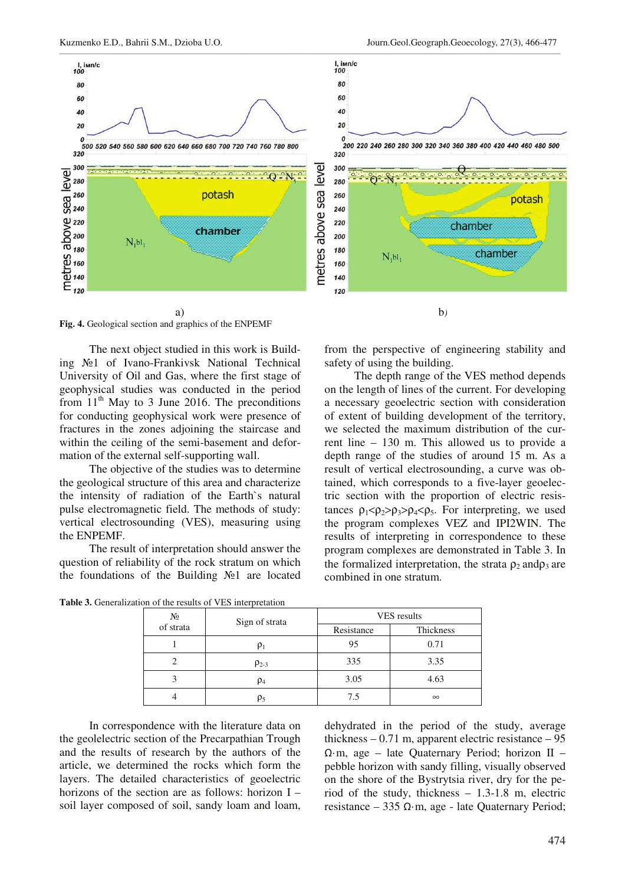a) b)

**Fig. 4.** Geological section and graphics of the ENPEMF

The next object studied in this work is Building №1 of Ivano-Frankivsk National Technical University of Oil and Gas, where the first stage of geophysical studies was conducted in the period from 11th May to 3 June 2016. The preconditions for conducting geophysical work were presence of fractures in the zones adjoining the staircase and within the ceiling of the semi-basement and deformation of the external self-supporting wall.

The objective of the studies was to determine the geological structure of this area and characterize the intensity of radiation of the Earth`s natural pulse electromagnetic field. The methods of study: vertical electrosounding (VES), measuring using the ENPEMF.

The result of interpretation should answer the question of reliability of the rock stratum on which the foundations of the Building №1 are located from the perspective of engineering stability and safety of using the building.

The depth range of the VES method depends on the length of lines of the current. For developing a necessary geoelectric section with consideration of extent of building development of the territory, we selected the maximum distribution of the current line – 130 m. This allowed us to provide a depth range of the studies of around 15 m. As a result of vertical electrosounding, a curve was obtained, which corresponds to a five-layer geoelectric section with the proportion of electric resistances $\rho_1<\rho_2>\rho_3>\rho_4<\rho_5$. For interpreting, we used the program complexes VEZ and IPI2WIN. The results of interpreting in correspondence to these program complexes are demonstrated in Table 3. In the formalized interpretation, the strata $\rho_2$ and $\rho_3$ are combined in one stratum.

**Table 3.** Generalization of the results of VES interpretation

| № of strata | Sign of strata | VES results | |
|---|---|---|---|
| | | Resistance | Thickness |
| 1 | $\rho_1$ | 95 | 0.71 |
| 2 | $\rho_{2\text{-}3}$ | 335 | 3.35 |
| 3 | $\rho_4$ | 3.05 | 4.63 |
| 4 | $\rho_5$ | 7.5 | ∞ |

In correspondence with the literature data on the geolelectric section of the Precarpathian Trough and the results of research by the authors of the article, we determined the rocks which form the layers. The detailed characteristics of geoelectric horizons of the section are as follows: horizon I – soil layer composed of soil, sandy loam and loam, dehydrated in the period of the study, average thickness – 0.71 m, apparent electric resistance – 95 Ω·m, age – late Quaternary Period; horizon II – pebble horizon with sandy filling, visually observed on the shore of the Bystrytsia river, dry for the period of the study, thickness – 1.3-1.8 m, electric resistance – 335 Ω·m, age - late Quaternary Period;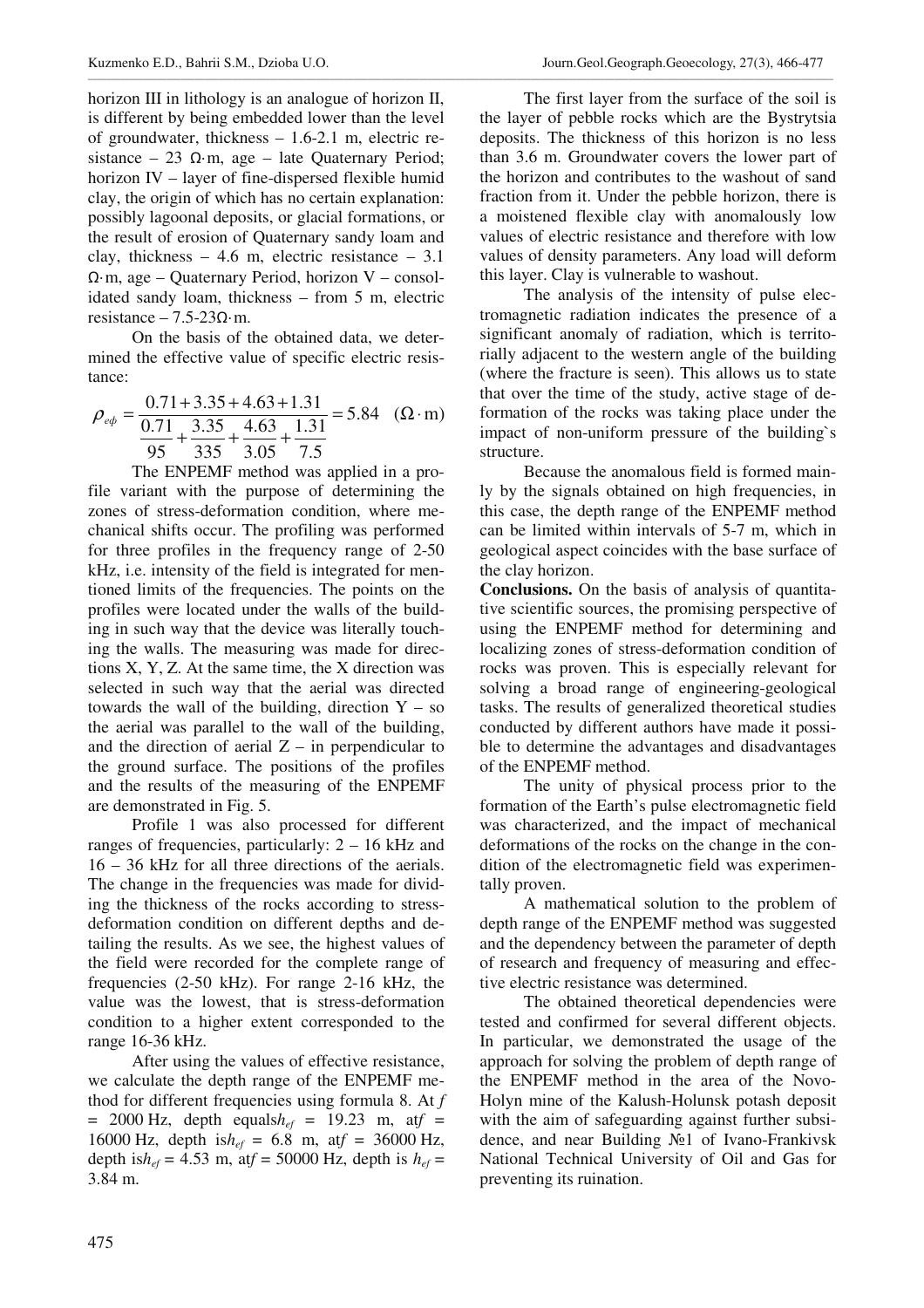horizon III in lithology is an analogue of horizon II, is different by being embedded lower than the level of groundwater, thickness – 1.6-2.1 m, electric resistance – 23 Ω·m, age – late Quaternary Period; horizon IV – layer of fine-dispersed flexible humid clay, the origin of which has no certain explanation: possibly lagoonal deposits, or glacial formations, or the result of erosion of Quaternary sandy loam and clay, thickness – 4.6 m, electric resistance – 3.1 Ω·m, age – Quaternary Period, horizon V – consolidated sandy loam, thickness – from 5 m, electric resistance – 7.5-23Ω·m.

On the basis of the obtained data, we determined the effective value of specific electric resistance:

$$\rho_{e\phi} = \frac{0.71+3.35+4.63+1.31}{\frac{0.71}{95}+\frac{3.35}{335}+\frac{4.63}{3.05}+\frac{1.31}{7.5}} = 5.84 \quad (\Omega \cdot \text{m})$$

The ENPEMF method was applied in a profile variant with the purpose of determining the zones of stress-deformation condition, where mechanical shifts occur. The profiling was performed for three profiles in the frequency range of 2-50 kHz, i.e. intensity of the field is integrated for mentioned limits of the frequencies. The points on the profiles were located under the walls of the building in such way that the device was literally touching the walls. The measuring was made for directions X, Y, Z. At the same time, the X direction was selected in such way that the aerial was directed towards the wall of the building, direction Y – so the aerial was parallel to the wall of the building, and the direction of aerial Z – in perpendicular to the ground surface. The positions of the profiles and the results of the measuring of the ENPEMF are demonstrated in Fig. 5.

Profile 1 was also processed for different ranges of frequencies, particularly: 2 – 16 kHz and 16 – 36 kHz for all three directions of the aerials. The change in the frequencies was made for dividing the thickness of the rocks according to stress-deformation condition on different depths and detailing the results. As we see, the highest values of the field were recorded for the complete range of frequencies (2-50 kHz). For range 2-16 kHz, the value was the lowest, that is stress-deformation condition to a higher extent corresponded to the range 16-36 kHz.

After using the values of effective resistance, we calculate the depth range of the ENPEMF method for different frequencies using formula 8. At $f$ = 2000 Hz, depth equals $h_{ef}$ = 19.23 m, at $f$ = 16000 Hz, depth is $h_{ef}$ = 6.8 m, at $f$ = 36000 Hz, depth is $h_{ef}$ = 4.53 m, at $f$ = 50000 Hz, depth is $h_{ef}$ = 3.84 m.

The first layer from the surface of the soil is the layer of pebble rocks which are the Bystrytsia deposits. The thickness of this horizon is no less than 3.6 m. Groundwater covers the lower part of the horizon and contributes to the washout of sand fraction from it. Under the pebble horizon, there is a moistened flexible clay with anomalously low values of electric resistance and therefore with low values of density parameters. Any load will deform this layer. Clay is vulnerable to washout.

The analysis of the intensity of pulse electromagnetic radiation indicates the presence of a significant anomaly of radiation, which is territorially adjacent to the western angle of the building (where the fracture is seen). This allows us to state that over the time of the study, active stage of deformation of the rocks was taking place under the impact of non-uniform pressure of the building`s structure.

Because the anomalous field is formed mainly by the signals obtained on high frequencies, in this case, the depth range of the ENPEMF method can be limited within intervals of 5-7 m, which in geological aspect coincides with the base surface of the clay horizon.

**Conclusions.** On the basis of analysis of quantitative scientific sources, the promising perspective of using the ENPEMF method for determining and localizing zones of stress-deformation condition of rocks was proven. This is especially relevant for solving a broad range of engineering-geological tasks. The results of generalized theoretical studies conducted by different authors have made it possible to determine the advantages and disadvantages of the ENPEMF method.

The unity of physical process prior to the formation of the Earth's pulse electromagnetic field was characterized, and the impact of mechanical deformations of the rocks on the change in the condition of the electromagnetic field was experimentally proven.

A mathematical solution to the problem of depth range of the ENPEMF method was suggested and the dependency between the parameter of depth of research and frequency of measuring and effective electric resistance was determined.

The obtained theoretical dependencies were tested and confirmed for several different objects. In particular, we demonstrated the usage of the approach for solving the problem of depth range of the ENPEMF method in the area of the Novo-Holyn mine of the Kalush-Holunsk potash deposit with the aim of safeguarding against further subsidence, and near Building №1 of Ivano-Frankivsk National Technical University of Oil and Gas for preventing its ruination.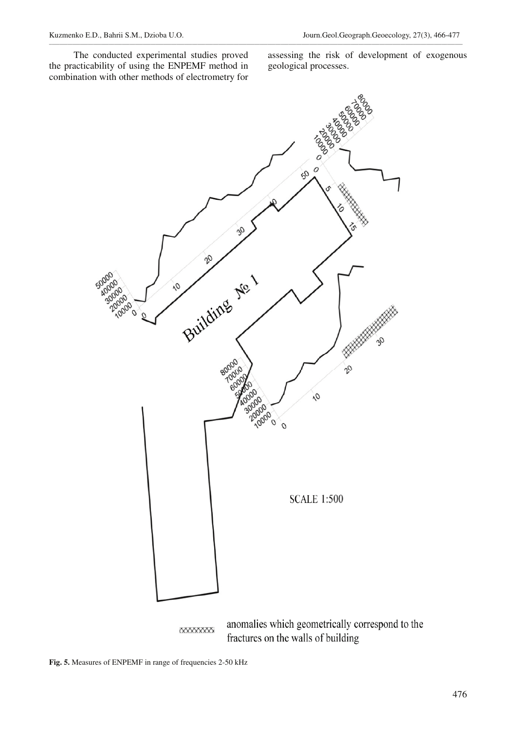The conducted experimental studies proved the practicability of using the ENPEMF method in combination with other methods of electrometry for assessing the risk of development of exogenous geological processes.

**Fig. 5.** Measures of ENPEMF in range of frequencies 2-50 kHz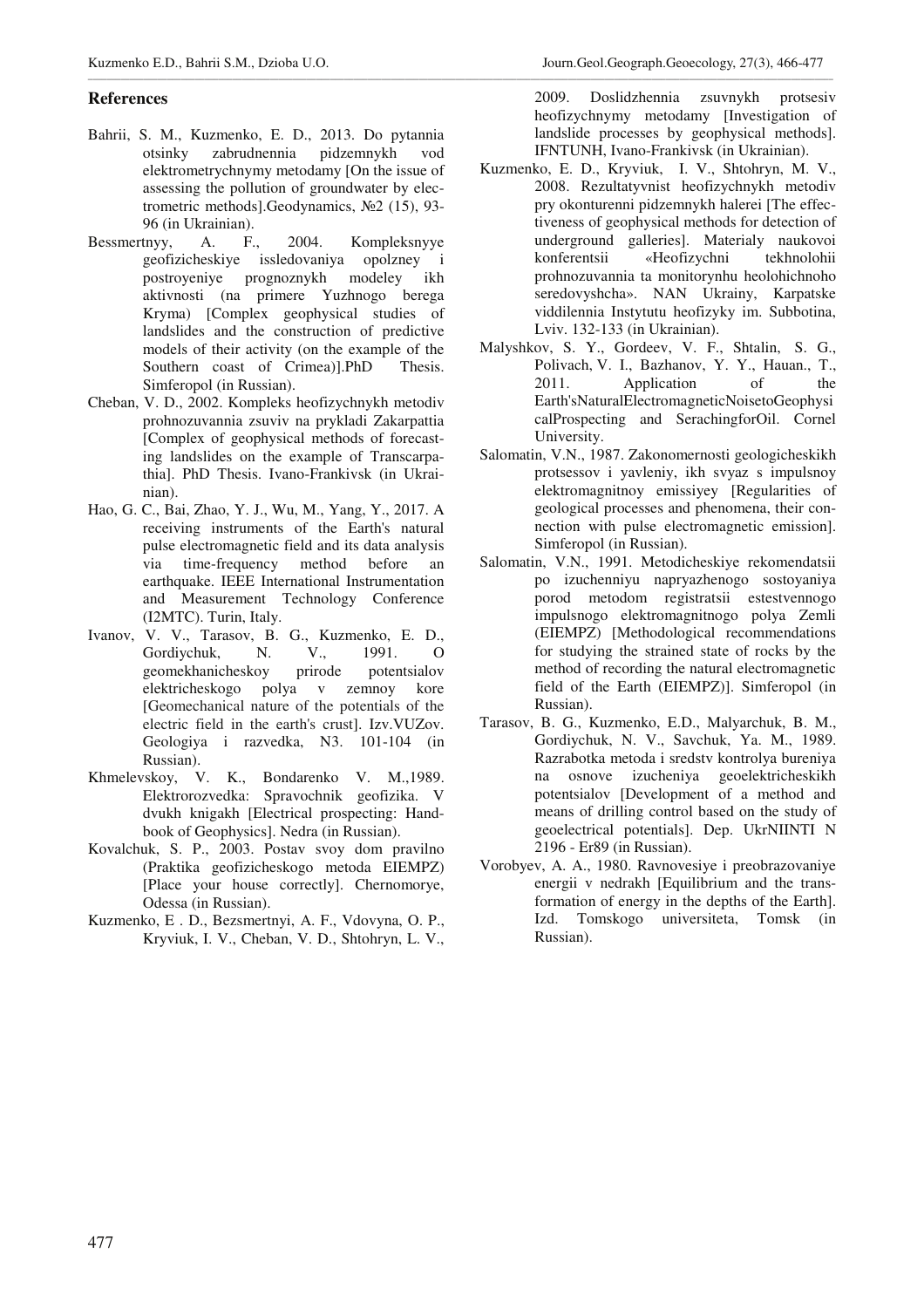## References

Bahrii, S. M., Kuzmenko, E. D., 2013. Do pytannia otsinky zabrudnennia pidzemnykh vod elektrometrychnymy metodamy [On the issue of assessing the pollution of groundwater by electrometric methods].Geodynamics, №2 (15), 93-96 (in Ukrainian).

Bessmertnyy, A. F., 2004. Kompleksnyye geofizicheskiye issledovaniya opolzney i postroyeniye prognoznykh modeley ikh aktivnosti (na primere Yuzhnogo berega Kryma) [Complex geophysical studies of landslides and the construction of predictive models of their activity (on the example of the Southern coast of Crimea)].PhD Thesis. Simferopol (in Russian).

Cheban, V. D., 2002. Kompleks heofizychnykh metodiv prohnozuvannia zsuviv na prykladi Zakarpattia [Complex of geophysical methods of forecasting landslides on the example of Transcarpathia]. PhD Thesis. Ivano-Frankivsk (in Ukrainian).

Hao, G. C., Bai, Zhao, Y. J., Wu, M., Yang, Y., 2017. A receiving instruments of the Earth's natural pulse electromagnetic field and its data analysis via time-frequency method before an earthquake. IEEE International Instrumentation and Measurement Technology Conference (I2MTC). Turin, Italy.

Ivanov, V. V., Tarasov, B. G., Kuzmenko, E. D., Gordiychuk, N. V., 1991. O geomekhanicheskoy prirode potentsialov elektricheskogo polya v zemnoy kore [Geomechanical nature of the potentials of the electric field in the earth's crust]. Izv.VUZov. Geologiya i razvedka, N3. 101-104 (in Russian).

Khmelevskoy, V. K., Bondarenko V. M.,1989. Elektrorozvedka: Spravochnik geofizika. V dvukh knigakh [Electrical prospecting: Handbook of Geophysics]. Nedra (in Russian).

Kovalchuk, S. P., 2003. Postav svoy dom pravilno (Praktika geofizicheskogo metoda EIEMPZ) [Place your house correctly]. Chernomorye, Odessa (in Russian).

Kuzmenko, E . D., Bezsmertnyi, A. F., Vdovyna, O. P., Kryviuk, I. V., Cheban, V. D., Shtohryn, L. V., 2009. Doslidzhennia zsuvnykh protsesiv heofizychnymy metodamy [Investigation of landslide processes by geophysical methods]. IFNTUNH, Ivano-Frankivsk (in Ukrainian).

Kuzmenko, E. D., Kryviuk, I. V., Shtohryn, M. V., 2008. Rezultatyvnist heofizychnykh metodiv pry okonturenni pidzemnykh halerei [The effectiveness of geophysical methods for detection of underground galleries]. Materialy naukovoi konferentsii «Heofizychni tekhnolohii prohnozuvannia ta monitorynhu heolohichnoho seredovyshcha». NAN Ukrainy, Karpatske viddilennia Instytutu heofizyky im. Subbotina, Lviv. 132-133 (in Ukrainian).

Malyshkov, S. Y., Gordeev, V. F., Shtalin, S. G., Polivach, V. I., Bazhanov, Y. Y., Hauan., T., 2011. Application of the Earth'sNaturalElectromagneticNoisetoGeophysicalProspecting and SerachingforOil. Cornel University.

Salomatin, V.N., 1987. Zakonomernosti geologicheskikh protsessov i yavleniy, ikh svyaz s impulsnoy elektromagnitnoy emissiyey [Regularities of geological processes and phenomena, their connection with pulse electromagnetic emission]. Simferopol (in Russian).

Salomatin, V.N., 1991. Metodicheskiye rekomendatsii po izuchenniyu napryazhenogo sostoyaniya porod metodom registratsii estestvennogo impulsnogo elektromagnitnogo polya Zemli (EIEMPZ) [Methodological recommendations for studying the strained state of rocks by the method of recording the natural electromagnetic field of the Earth (EIEMPZ)]. Simferopol (in Russian).

Tarasov, B. G., Kuzmenko, E.D., Malyarchuk, B. M., Gordiychuk, N. V., Savchuk, Ya. M., 1989. Razrabotka metoda i sredstv kontrolya bureniya na osnove izucheniya geoelektricheskikh potentsialov [Development of a method and means of drilling control based on the study of geoelectrical potentials]. Dep. UkrNIINTI N 2196 - Er89 (in Russian).

Vorobyev, A. A., 1980. Ravnovesiye i preobrazovaniye energii v nedrakh [Equilibrium and the transformation of energy in the depths of the Earth]. Izd. Tomskogo universiteta, Tomsk (in Russian).